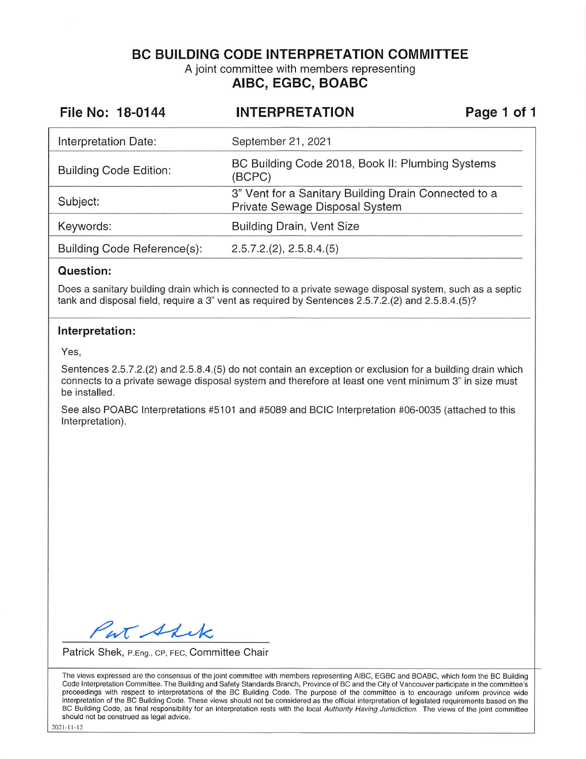# BC BUILDING CODE INTERPRETATION COMMITTEE

A joint committee with members representing

**AIBC, EGBC, BOABC**

**File No: 18-0144** | **INTERPRETATION**

| | |
|---|---|
| Interpretation Date: | September 21, 2021 |
| Building Code Edition: | BC Building Code 2018, Book II: Plumbing Systems (BCPC) |
| Subject: | 3" Vent for a Sanitary Building Drain Connected to a Private Sewage Disposal System |
| Keywords: | Building Drain, Vent Size |
| Building Code Reference(s): | 2.5.7.2.(2), 2.5.8.4.(5) |

### Question:

Does a sanitary building drain which is connected to a private sewage disposal system, such as a septic tank and disposal field, require a 3" vent as required by Sentences 2.5.7.2.(2) and 2.5.8.4.(5)?

### Interpretation:

Yes,

Sentences 2.5.7.2.(2) and 2.5.8.4.(5) do not contain an exception or exclusion for a building drain which connects to a private sewage disposal system and therefore at least one vent minimum 3" in size must be installed.

See also POABC Interpretations #5101 and #5089 and BCIC Interpretation #06-0035 (attached to this Interpretation).

Pat Shek

Patrick Shek, P.Eng., CP, FEC, Committee Chair

The views expressed are the consensus of the joint committee with members representing AIBC, EGBC and BOABC, which form the BC Building Code Interpretation Committee. The Building and Safety Standards Branch, Province of BC and the City of Vancouver participate in the committee's proceedings with respect to interpretations of the BC Building Code. The purpose of the committee is to encourage uniform province wide interpretation of the BC Building Code. These views should not be considered as the official interpretation of legislated requirements based on the BC Building Code, as final responsibility for an interpretation rests with the local *Authority Having Jurisdiction*. The views of the joint committee should not be construed as legal advice.

2021-11-12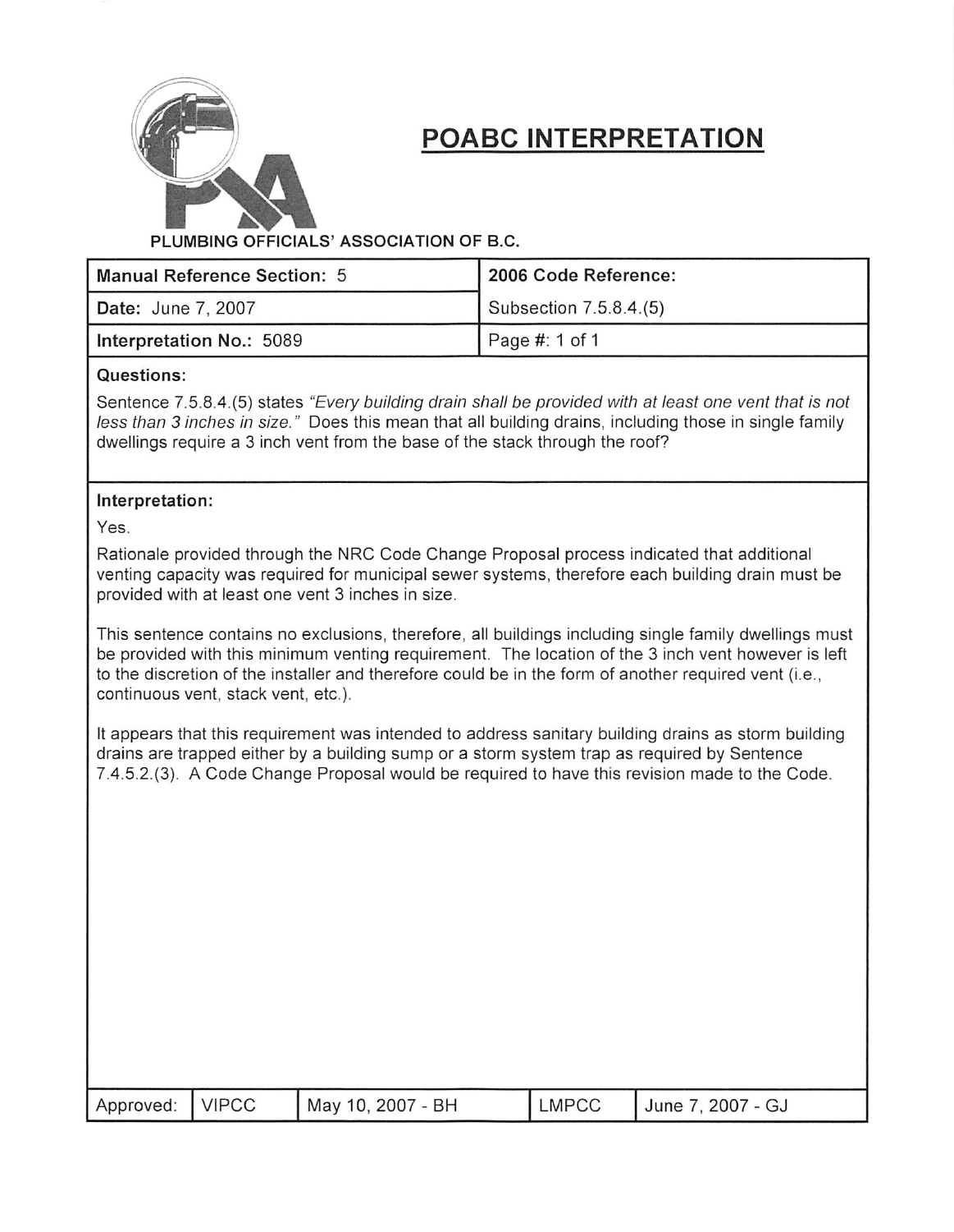# POABC INTERPRETATION

**PLUMBING OFFICIALS' ASSOCIATION OF B.C.**

| **Manual Reference Section:** 5 | **2006 Code Reference:** |
|---|---|
| **Date:** June 7, 2007 | Subsection 7.5.8.4.(5) |
| **Interpretation No.:** 5089 | Page #: 1 of 1 |

**Questions:**

Sentence 7.5.8.4.(5) states *"Every building drain shall be provided with at least one vent that is not less than 3 inches in size."* Does this mean that all building drains, including those in single family dwellings require a 3 inch vent from the base of the stack through the roof?

**Interpretation:**

Yes.

Rationale provided through the NRC Code Change Proposal process indicated that additional venting capacity was required for municipal sewer systems, therefore each building drain must be provided with at least one vent 3 inches in size.

This sentence contains no exclusions, therefore, all buildings including single family dwellings must be provided with this minimum venting requirement. The location of the 3 inch vent however is left to the discretion of the installer and therefore could be in the form of another required vent (i.e., continuous vent, stack vent, etc.).

It appears that this requirement was intended to address sanitary building drains as storm building drains are trapped either by a building sump or a storm system trap as required by Sentence 7.4.5.2.(3). A Code Change Proposal would be required to have this revision made to the Code.

| Approved: | VIPCC | May 10, 2007 - BH | LMPCC | June 7, 2007 - GJ |
|---|---|---|---|---|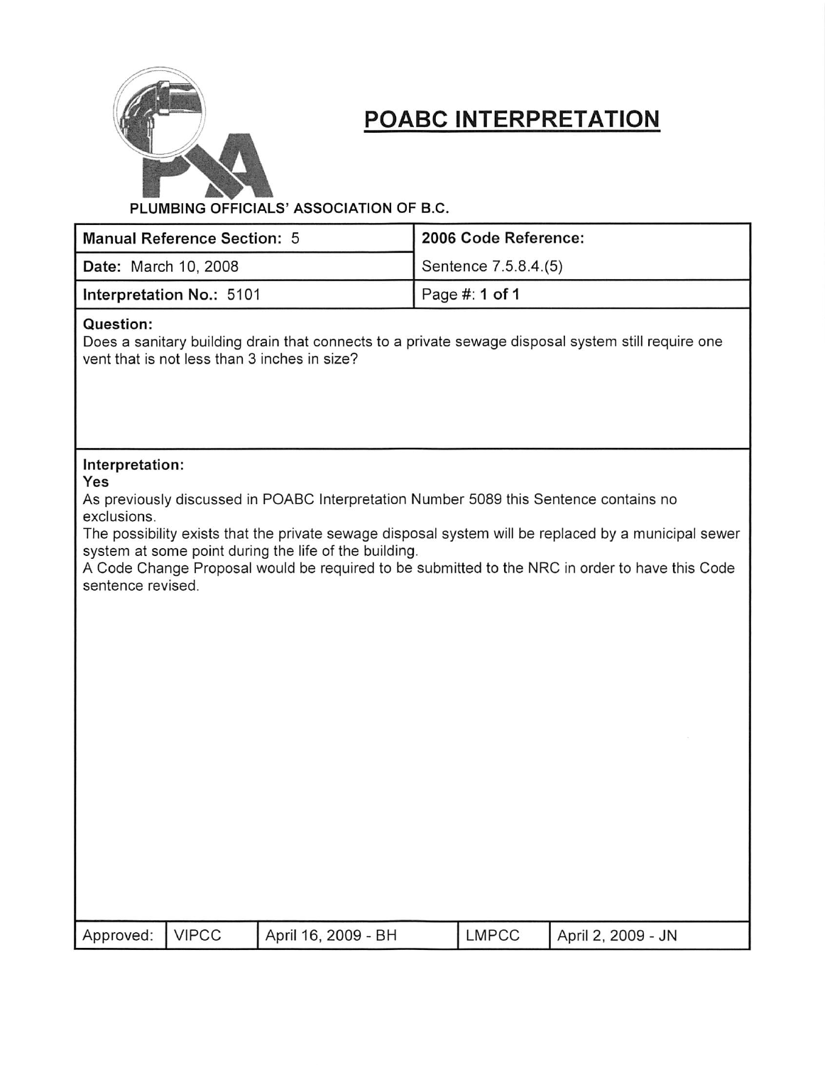# POABC INTERPRETATION

PLUMBING OFFICIALS' ASSOCIATION OF B.C.

| Manual Reference Section: 5 | 2006 Code Reference: |
|---|---|
| Date: March 10, 2008 | Sentence 7.5.8.4.(5) |
| Interpretation No.: 5101 | Page #: 1 of 1 |

**Question:**

Does a sanitary building drain that connects to a private sewage disposal system still require one vent that is not less than 3 inches in size?

**Interpretation:**

**Yes**

As previously discussed in POABC Interpretation Number 5089 this Sentence contains no exclusions.

The possibility exists that the private sewage disposal system will be replaced by a municipal sewer system at some point during the life of the building.

A Code Change Proposal would be required to be submitted to the NRC in order to have this Code sentence revised.

| Approved: | VIPCC | April 16, 2009 - BH | LMPCC | April 2, 2009 - JN |
|---|---|---|---|---|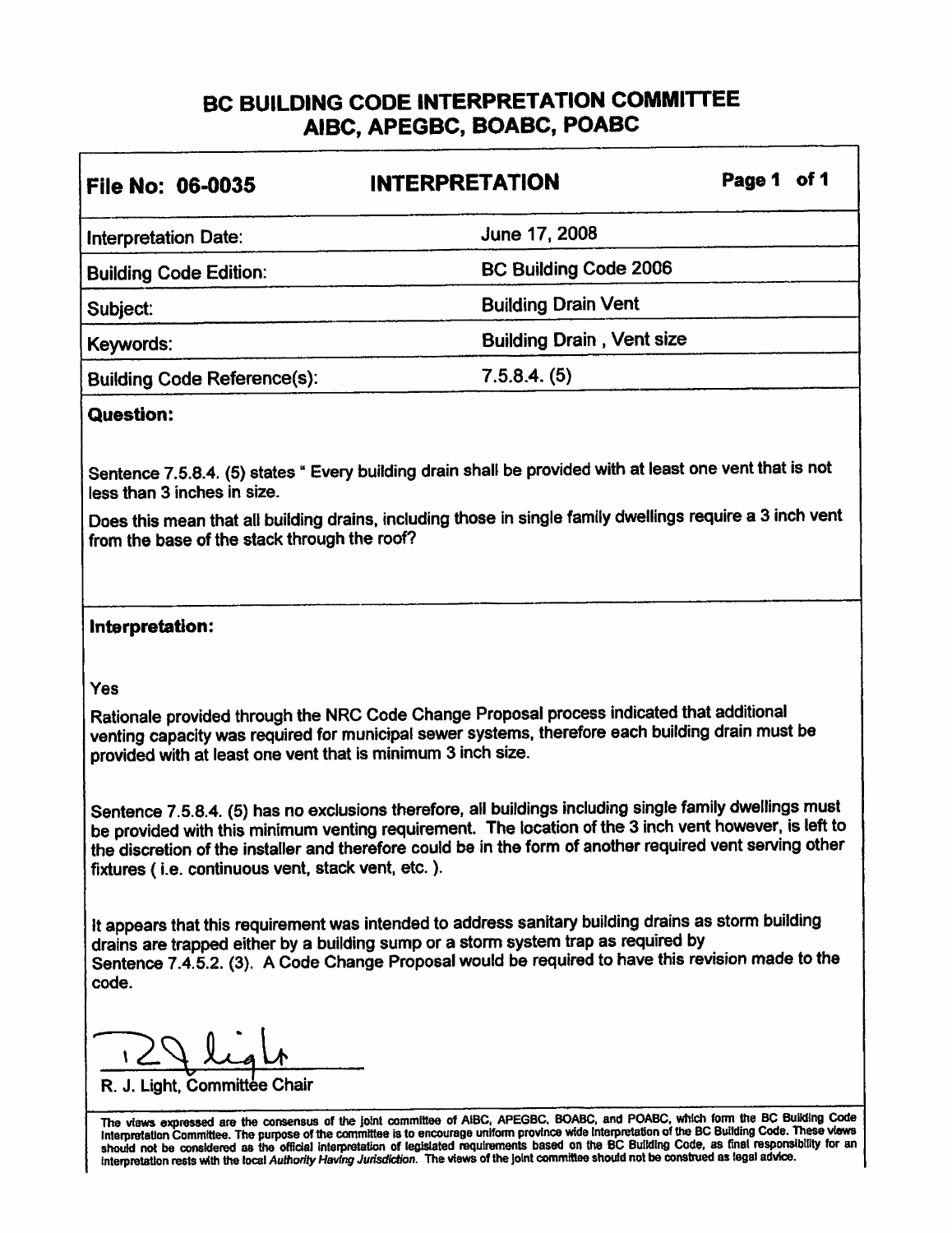# BC BUILDING CODE INTERPRETATION COMMITTEE
## AIBC, APEGBC, BOABC, POABC

| File No: 06-0035 | INTERPRETATION |
|---|---|
| Interpretation Date: | June 17, 2008 |
| Building Code Edition: | BC Building Code 2006 |
| Subject: | Building Drain Vent |
| Keywords: | Building Drain , Vent size |
| Building Code Reference(s): | 7.5.8.4. (5) |

**Question:**

Sentence 7.5.8.4. (5) states " Every building drain shall be provided with at least one vent that is not less than 3 inches in size.

Does this mean that all building drains, including those in single family dwellings require a 3 inch vent from the base of the stack through the roof?

**Interpretation:**

Yes

Rationale provided through the NRC Code Change Proposal process indicated that additional venting capacity was required for municipal sewer systems, therefore each building drain must be provided with at least one vent that is minimum 3 inch size.

Sentence 7.5.8.4. (5) has no exclusions therefore, all buildings including single family dwellings must be provided with this minimum venting requirement. The location of the 3 inch vent however, is left to the discretion of the installer and therefore could be in the form of another required vent serving other fixtures ( i.e. continuous vent, stack vent, etc. ).

It appears that this requirement was intended to address sanitary building drains as storm building drains are trapped either by a building sump or a storm system trap as required by Sentence 7.4.5.2. (3). A Code Change Proposal would be required to have this revision made to the code.

R. J. Light, Committee Chair

The views expressed are the consensus of the joint committee of AIBC, APEGBC, BOABC, and POABC, which form the BC Building Code Interpretation Committee. The purpose of the committee is to encourage uniform province wide interpretation of the BC Building Code. These views should not be considered as the official interpretation of legislated requirements based on the BC Building Code, as final responsibility for an interpretation rests with the local *Authority Having Jurisdiction*. The views of the joint committee should not be construed as legal advice.